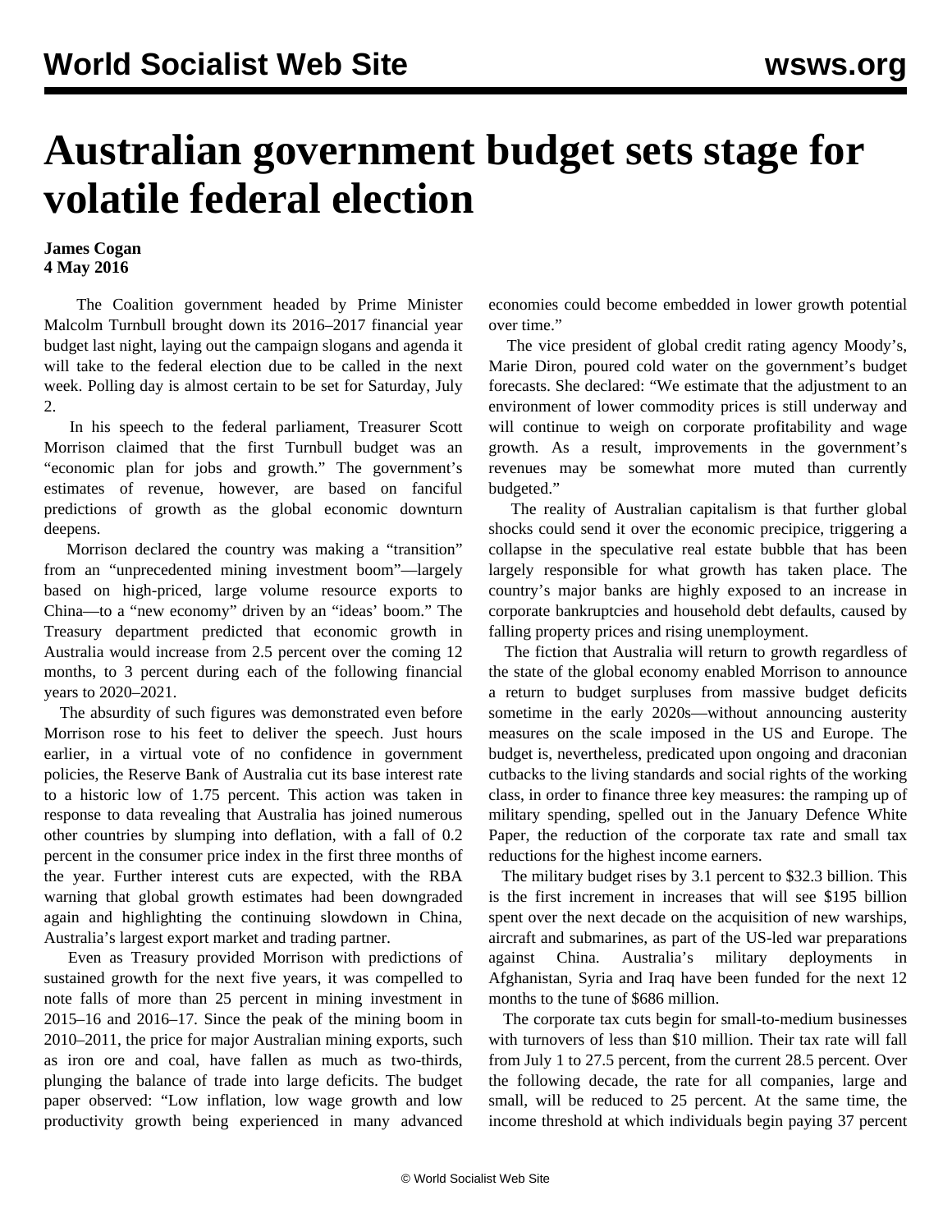# Australian government budget sets stage for volatile federal election

**James Cogan**
**4 May 2016**

The Coalition government headed by Prime Minister Malcolm Turnbull brought down its 2016–2017 financial year budget last night, laying out the campaign slogans and agenda it will take to the federal election due to be called in the next week. Polling day is almost certain to be set for Saturday, July 2.

In his speech to the federal parliament, Treasurer Scott Morrison claimed that the first Turnbull budget was an "economic plan for jobs and growth." The government's estimates of revenue, however, are based on fanciful predictions of growth as the global economic downturn deepens.

Morrison declared the country was making a "transition" from an "unprecedented mining investment boom"—largely based on high-priced, large volume resource exports to China—to a "new economy" driven by an "ideas' boom." The Treasury department predicted that economic growth in Australia would increase from 2.5 percent over the coming 12 months, to 3 percent during each of the following financial years to 2020–2021.

The absurdity of such figures was demonstrated even before Morrison rose to his feet to deliver the speech. Just hours earlier, in a virtual vote of no confidence in government policies, the Reserve Bank of Australia cut its base interest rate to a historic low of 1.75 percent. This action was taken in response to data revealing that Australia has joined numerous other countries by slumping into deflation, with a fall of 0.2 percent in the consumer price index in the first three months of the year. Further interest cuts are expected, with the RBA warning that global growth estimates had been downgraded again and highlighting the continuing slowdown in China, Australia's largest export market and trading partner.

Even as Treasury provided Morrison with predictions of sustained growth for the next five years, it was compelled to note falls of more than 25 percent in mining investment in 2015–16 and 2016–17. Since the peak of the mining boom in 2010–2011, the price for major Australian mining exports, such as iron ore and coal, have fallen as much as two-thirds, plunging the balance of trade into large deficits. The budget paper observed: "Low inflation, low wage growth and low productivity growth being experienced in many advanced economies could become embedded in lower growth potential over time."

The vice president of global credit rating agency Moody's, Marie Diron, poured cold water on the government's budget forecasts. She declared: "We estimate that the adjustment to an environment of lower commodity prices is still underway and will continue to weigh on corporate profitability and wage growth. As a result, improvements in the government's revenues may be somewhat more muted than currently budgeted."

The reality of Australian capitalism is that further global shocks could send it over the economic precipice, triggering a collapse in the speculative real estate bubble that has been largely responsible for what growth has taken place. The country's major banks are highly exposed to an increase in corporate bankruptcies and household debt defaults, caused by falling property prices and rising unemployment.

The fiction that Australia will return to growth regardless of the state of the global economy enabled Morrison to announce a return to budget surpluses from massive budget deficits sometime in the early 2020s—without announcing austerity measures on the scale imposed in the US and Europe. The budget is, nevertheless, predicated upon ongoing and draconian cutbacks to the living standards and social rights of the working class, in order to finance three key measures: the ramping up of military spending, spelled out in the January Defence White Paper, the reduction of the corporate tax rate and small tax reductions for the highest income earners.

The military budget rises by 3.1 percent to $32.3 billion. This is the first increment in increases that will see $195 billion spent over the next decade on the acquisition of new warships, aircraft and submarines, as part of the US-led war preparations against China. Australia's military deployments in Afghanistan, Syria and Iraq have been funded for the next 12 months to the tune of $686 million.

The corporate tax cuts begin for small-to-medium businesses with turnovers of less than $10 million. Their tax rate will fall from July 1 to 27.5 percent, from the current 28.5 percent. Over the following decade, the rate for all companies, large and small, will be reduced to 25 percent. At the same time, the income threshold at which individuals begin paying 37 percent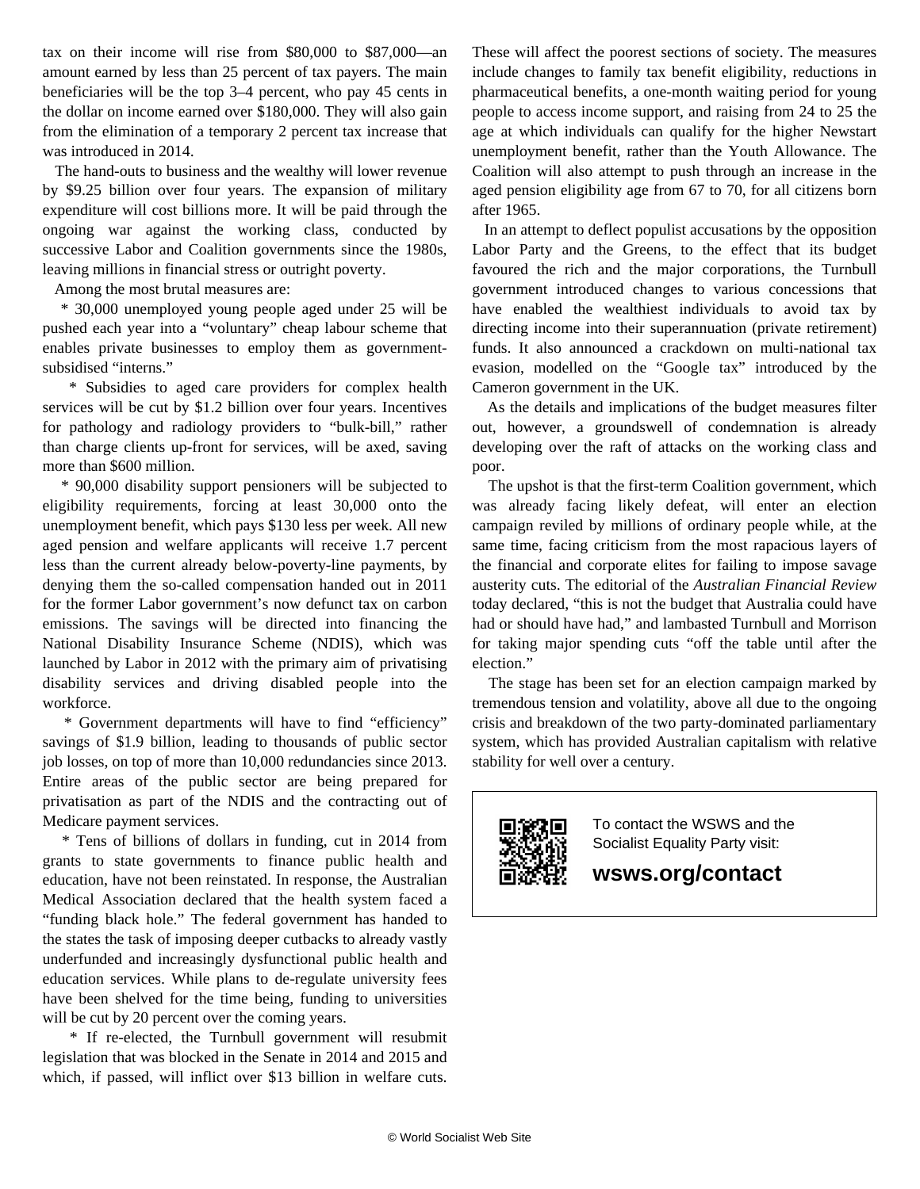tax on their income will rise from $80,000 to $87,000—an amount earned by less than 25 percent of tax payers. The main beneficiaries will be the top 3–4 percent, who pay 45 cents in the dollar on income earned over $180,000. They will also gain from the elimination of a temporary 2 percent tax increase that was introduced in 2014.

The hand-outs to business and the wealthy will lower revenue by $9.25 billion over four years. The expansion of military expenditure will cost billions more. It will be paid through the ongoing war against the working class, conducted by successive Labor and Coalition governments since the 1980s, leaving millions in financial stress or outright poverty.

Among the most brutal measures are:

* 30,000 unemployed young people aged under 25 will be pushed each year into a "voluntary" cheap labour scheme that enables private businesses to employ them as government-subsidised "interns."

* Subsidies to aged care providers for complex health services will be cut by $1.2 billion over four years. Incentives for pathology and radiology providers to "bulk-bill," rather than charge clients up-front for services, will be axed, saving more than $600 million.

* 90,000 disability support pensioners will be subjected to eligibility requirements, forcing at least 30,000 onto the unemployment benefit, which pays $130 less per week. All new aged pension and welfare applicants will receive 1.7 percent less than the current already below-poverty-line payments, by denying them the so-called compensation handed out in 2011 for the former Labor government's now defunct tax on carbon emissions. The savings will be directed into financing the National Disability Insurance Scheme (NDIS), which was launched by Labor in 2012 with the primary aim of privatising disability services and driving disabled people into the workforce.

* Government departments will have to find "efficiency" savings of $1.9 billion, leading to thousands of public sector job losses, on top of more than 10,000 redundancies since 2013. Entire areas of the public sector are being prepared for privatisation as part of the NDIS and the contracting out of Medicare payment services.

* Tens of billions of dollars in funding, cut in 2014 from grants to state governments to finance public health and education, have not been reinstated. In response, the Australian Medical Association declared that the health system faced a "funding black hole." The federal government has handed to the states the task of imposing deeper cutbacks to already vastly underfunded and increasingly dysfunctional public health and education services. While plans to de-regulate university fees have been shelved for the time being, funding to universities will be cut by 20 percent over the coming years.

* If re-elected, the Turnbull government will resubmit legislation that was blocked in the Senate in 2014 and 2015 and which, if passed, will inflict over $13 billion in welfare cuts. These will affect the poorest sections of society. The measures include changes to family tax benefit eligibility, reductions in pharmaceutical benefits, a one-month waiting period for young people to access income support, and raising from 24 to 25 the age at which individuals can qualify for the higher Newstart unemployment benefit, rather than the Youth Allowance. The Coalition will also attempt to push through an increase in the aged pension eligibility age from 67 to 70, for all citizens born after 1965.

In an attempt to deflect populist accusations by the opposition Labor Party and the Greens, to the effect that its budget favoured the rich and the major corporations, the Turnbull government introduced changes to various concessions that have enabled the wealthiest individuals to avoid tax by directing income into their superannuation (private retirement) funds. It also announced a crackdown on multi-national tax evasion, modelled on the "Google tax" introduced by the Cameron government in the UK.

As the details and implications of the budget measures filter out, however, a groundswell of condemnation is already developing over the raft of attacks on the working class and poor.

The upshot is that the first-term Coalition government, which was already facing likely defeat, will enter an election campaign reviled by millions of ordinary people while, at the same time, facing criticism from the most rapacious layers of the financial and corporate elites for failing to impose savage austerity cuts. The editorial of the *Australian Financial Review* today declared, "this is not the budget that Australia could have had or should have had," and lambasted Turnbull and Morrison for taking major spending cuts "off the table until after the election."

The stage has been set for an election campaign marked by tremendous tension and volatility, above all due to the ongoing crisis and breakdown of the two party-dominated parliamentary system, which has provided Australian capitalism with relative stability for well over a century.

To contact the WSWS and the Socialist Equality Party visit:

**wsws.org/contact**